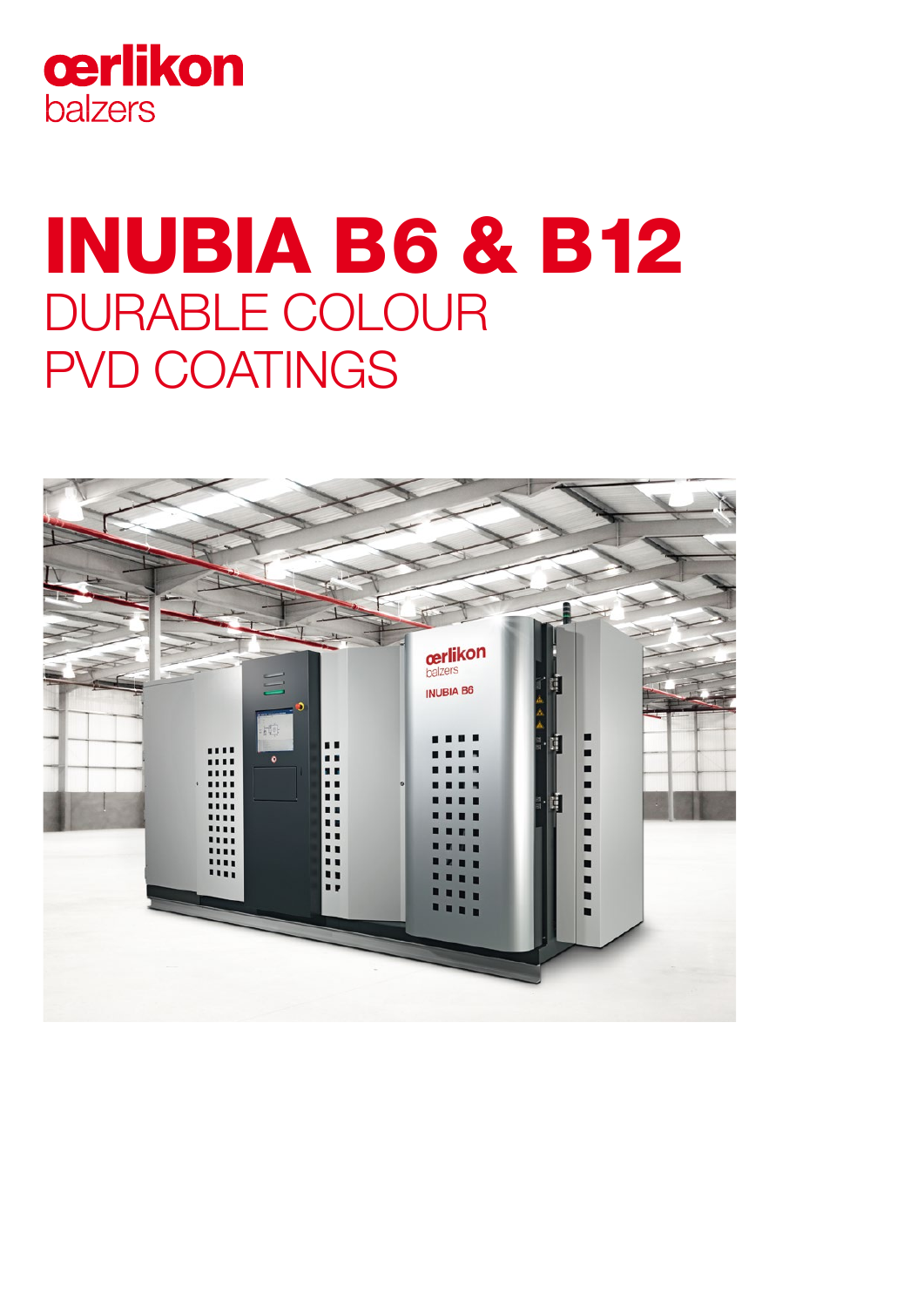oerlikon
balzers

# INUBIA B6 & B12

## DURABLE COLOUR PVD COATINGS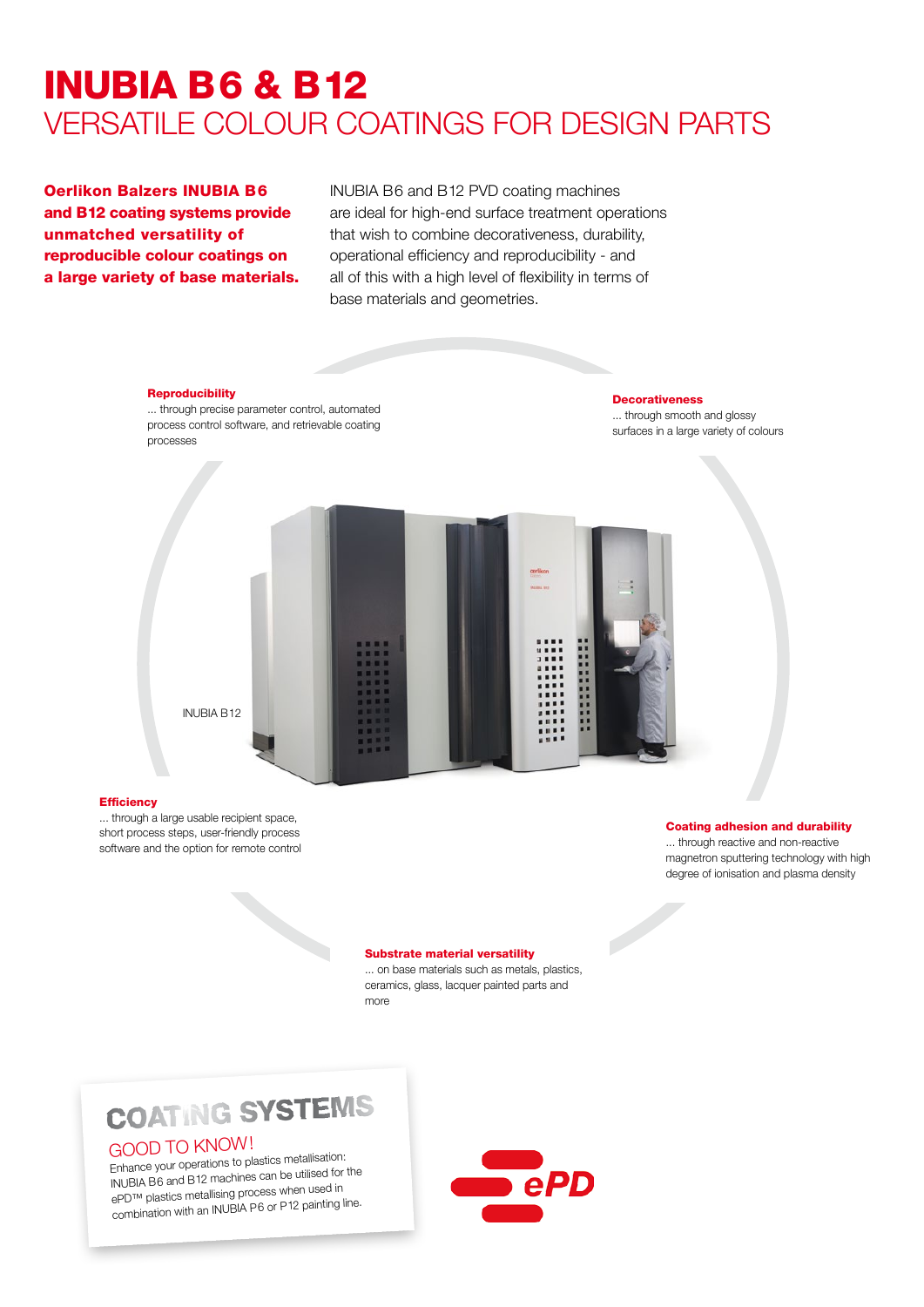# INUBIA B6 & B12

## VERSATILE COLOUR COATINGS FOR DESIGN PARTS

**Oerlikon Balzers INUBIA B6 and B12 coating systems provide unmatched versatility of reproducible colour coatings on a large variety of base materials.**

INUBIA B6 and B12 PVD coating machines are ideal for high-end surface treatment operations that wish to combine decorativeness, durability, operational efficiency and reproducibility - and all of this with a high level of flexibility in terms of base materials and geometries.

**Reproducibility**
... through precise parameter control, automated process control software, and retrievable coating processes

**Decorativeness**
... through smooth and glossy surfaces in a large variety of colours

INUBIA B12

**Efficiency**
... through a large usable recipient space, short process steps, user-friendly process software and the option for remote control

**Coating adhesion and durability**
... through reactive and non-reactive magnetron sputtering technology with high degree of ionisation and plasma density

**Substrate material versatility**
... on base materials such as metals, plastics, ceramics, glass, lacquer painted parts and more

### COATING SYSTEMS

GOOD TO KNOW!

Enhance your operations to plastics metallisation: INUBIA B6 and B12 machines can be utilised for the ePD™ plastics metallising process when used in combination with an INUBIA P6 or P12 painting line.

ePD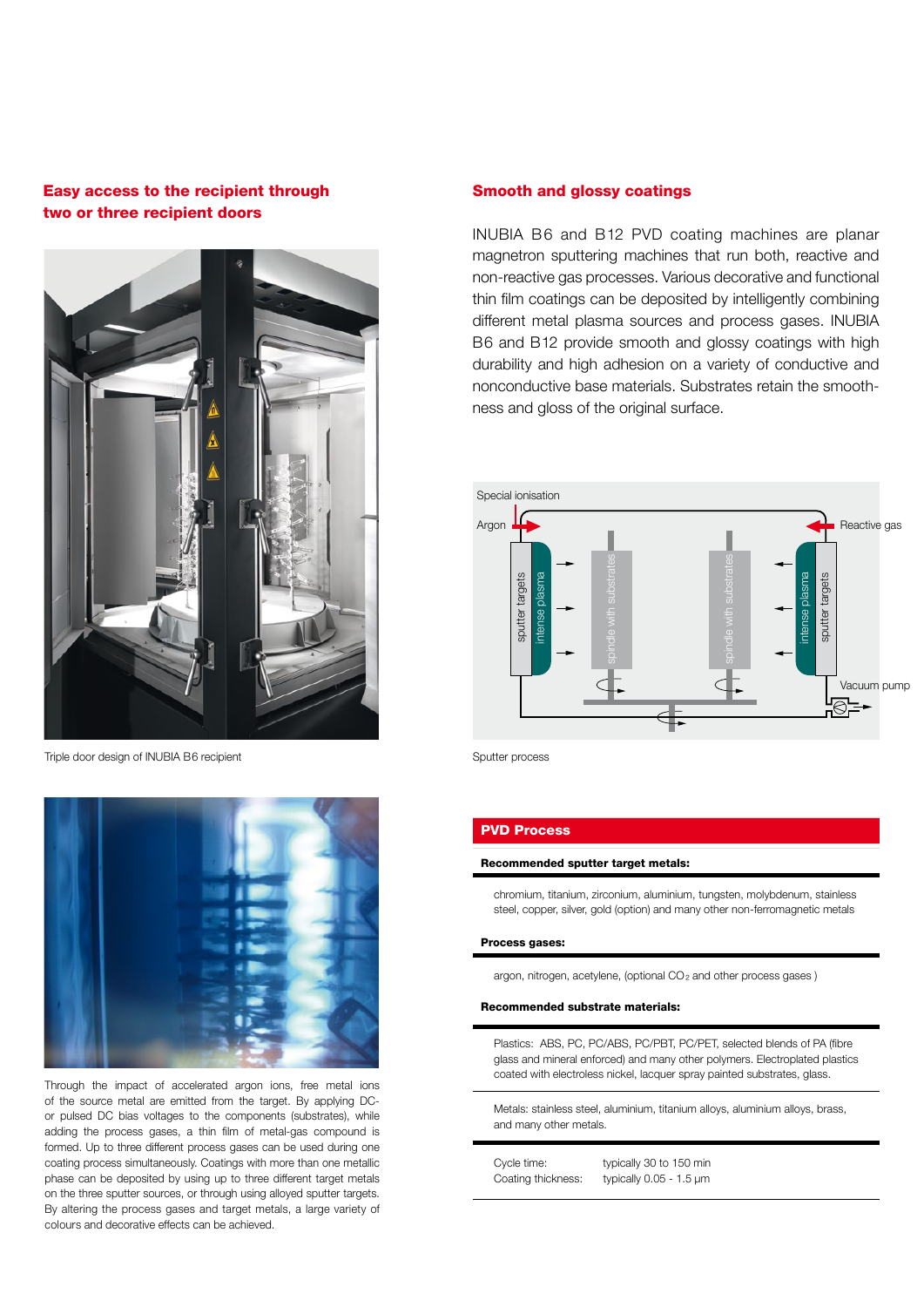## Easy access to the recipient through two or three recipient doors

Triple door design of INUBIA B6 recipient

Through the impact of accelerated argon ions, free metal ions of the source metal are emitted from the target. By applying DC- or pulsed DC bias voltages to the components (substrates), while adding the process gases, a thin film of metal-gas compound is formed. Up to three different process gases can be used during one coating process simultaneously. Coatings with more than one metallic phase can be deposited by using up to three different target metals on the three sputter sources, or through using alloyed sputter targets. By altering the process gases and target metals, a large variety of colours and decorative effects can be achieved.

## Smooth and glossy coatings

INUBIA B6 and B12 PVD coating machines are planar magnetron sputtering machines that run both, reactive and non-reactive gas processes. Various decorative and functional thin film coatings can be deposited by intelligently combining different metal plasma sources and process gases. INUBIA B6 and B12 provide smooth and glossy coatings with high durability and high adhesion on a variety of conductive and nonconductive base materials. Substrates retain the smoothness and gloss of the original surface.

Special ionisation
Argon
Reactive gas
sputter targets
intense plasma
spindle with substrates
spindle with substrates
intense plasma
sputter targets
Vacuum pump

Sputter process

## PVD Process

**Recommended sputter target metals:**

chromium, titanium, zirconium, aluminium, tungsten, molybdenum, stainless steel, copper, silver, gold (option) and many other non-ferromagnetic metals

**Process gases:**

argon, nitrogen, acetylene, (optional $CO_2$ and other process gases )

**Recommended substrate materials:**

Plastics: ABS, PC, PC/ABS, PC/PBT, PC/PET, selected blends of PA (fibre glass and mineral enforced) and many other polymers. Electroplated plastics coated with electroless nickel, lacquer spray painted substrates, glass.

Metals: stainless steel, aluminium, titanium alloys, aluminium alloys, brass, and many other metals.

| | |
|---|---|
| Cycle time: | typically 30 to 150 min |
| Coating thickness: | typically 0.05 - 1.5 µm |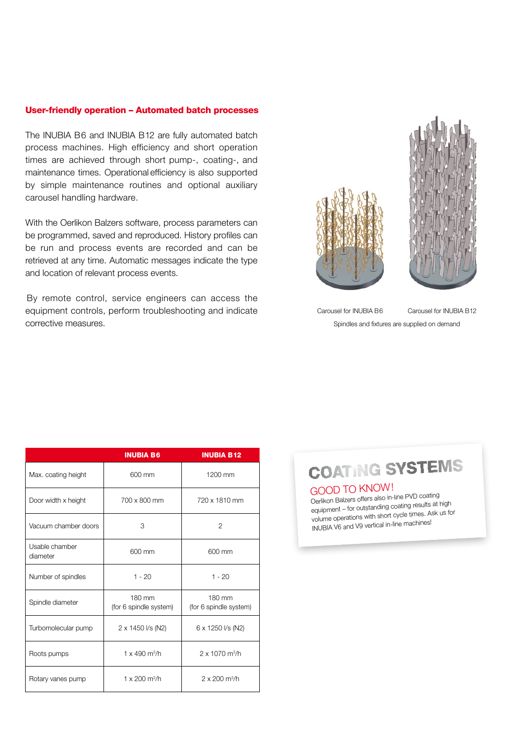## User-friendly operation – Automated batch processes

The INUBIA B6 and INUBIA B12 are fully automated batch process machines. High efficiency and short operation times are achieved through short pump-, coating-, and maintenance times. Operational efficiency is also supported by simple maintenance routines and optional auxiliary carousel handling hardware.

With the Oerlikon Balzers software, process parameters can be programmed, saved and reproduced. History profiles can be run and process events are recorded and can be retrieved at any time. Automatic messages indicate the type and location of relevant process events.

By remote control, service engineers can access the equipment controls, perform troubleshooting and indicate corrective measures.

Carousel for INUBIA B6 Carousel for INUBIA B12

Spindles and fixtures are supplied on demand

| | INUBIA B6 | INUBIA B12 |
|---|---|---|
| Max. coating height | 600 mm | 1200 mm |
| Door width x height | 700 x 800 mm | 720 x 1810 mm |
| Vacuum chamber doors | 3 | 2 |
| Usable chamber diameter | 600 mm | 600 mm |
| Number of spindles | 1 - 20 | 1 - 20 |
| Spindle diameter | 180 mm (for 6 spindle system) | 180 mm (for 6 spindle system) |
| Turbomolecular pump | 2 x 1450 l/s (N2) | 6 x 1250 l/s (N2) |
| Roots pumps | 1 x 490 m³/h | 2 x 1070 m³/h |
| Rotary vanes pump | 1 x 200 m³/h | 2 x 200 m³/h |

**COATING SYSTEMS**

**GOOD TO KNOW!**

Oerlikon Balzers offers also in-line PVD coating equipment – for outstanding coating results at high volume operations with short cycle times. Ask us for INUBIA V6 and V9 vertical in-line machines!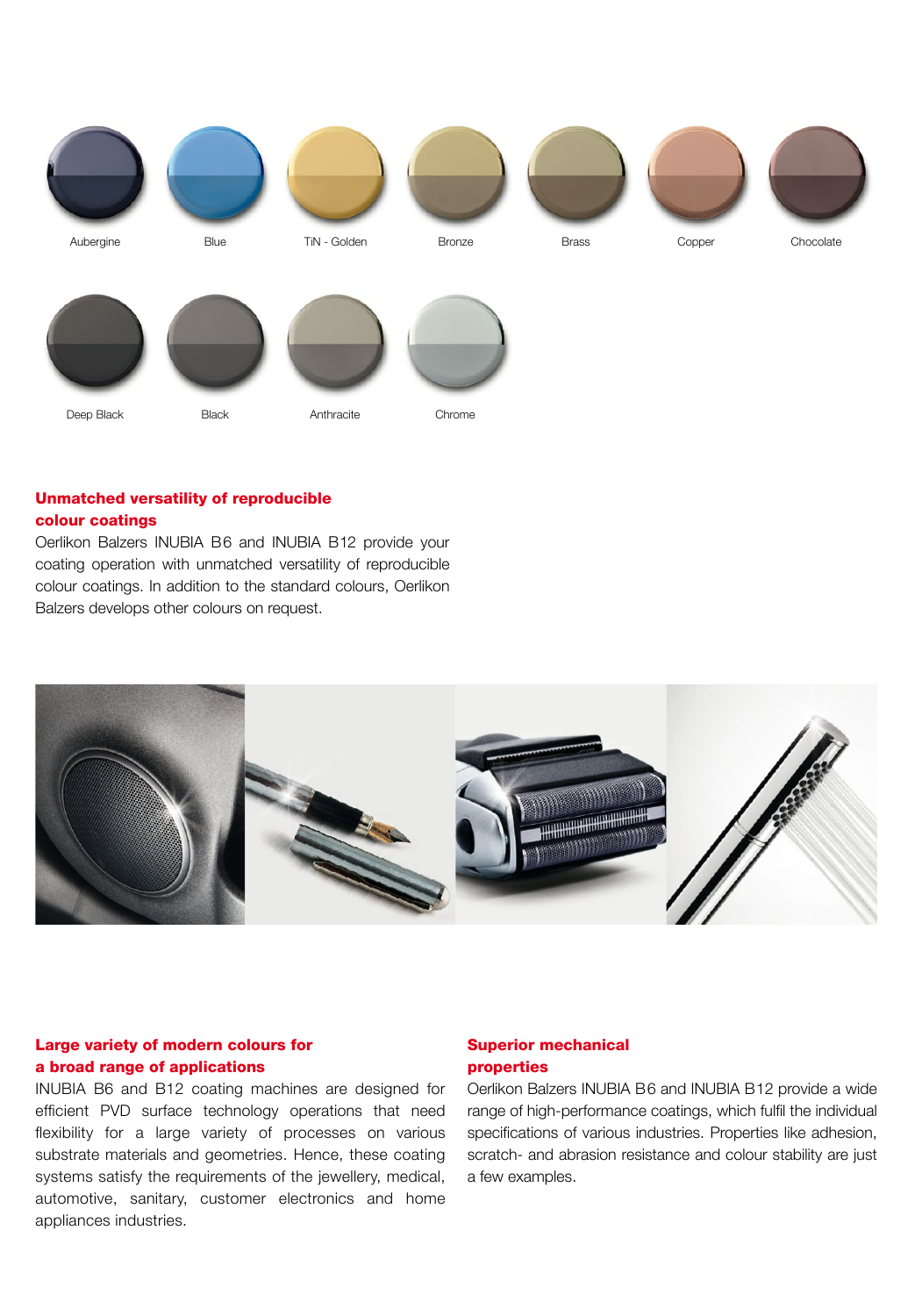Aubergine

Blue

TiN - Golden

Bronze

Brass

Copper

Chocolate

Deep Black

Black

Anthracite

Chrome

## Unmatched versatility of reproducible colour coatings

Oerlikon Balzers INUBIA B6 and INUBIA B12 provide your coating operation with unmatched versatility of reproducible colour coatings. In addition to the standard colours, Oerlikon Balzers develops other colours on request.

## Large variety of modern colours for a broad range of applications

INUBIA B6 and B12 coating machines are designed for efficient PVD surface technology operations that need flexibility for a large variety of processes on various substrate materials and geometries. Hence, these coating systems satisfy the requirements of the jewellery, medical, automotive, sanitary, customer electronics and home appliances industries.

## Superior mechanical properties

Oerlikon Balzers INUBIA B6 and INUBIA B12 provide a wide range of high-performance coatings, which fulfil the individual specifications of various industries. Properties like adhesion, scratch- and abrasion resistance and colour stability are just a few examples.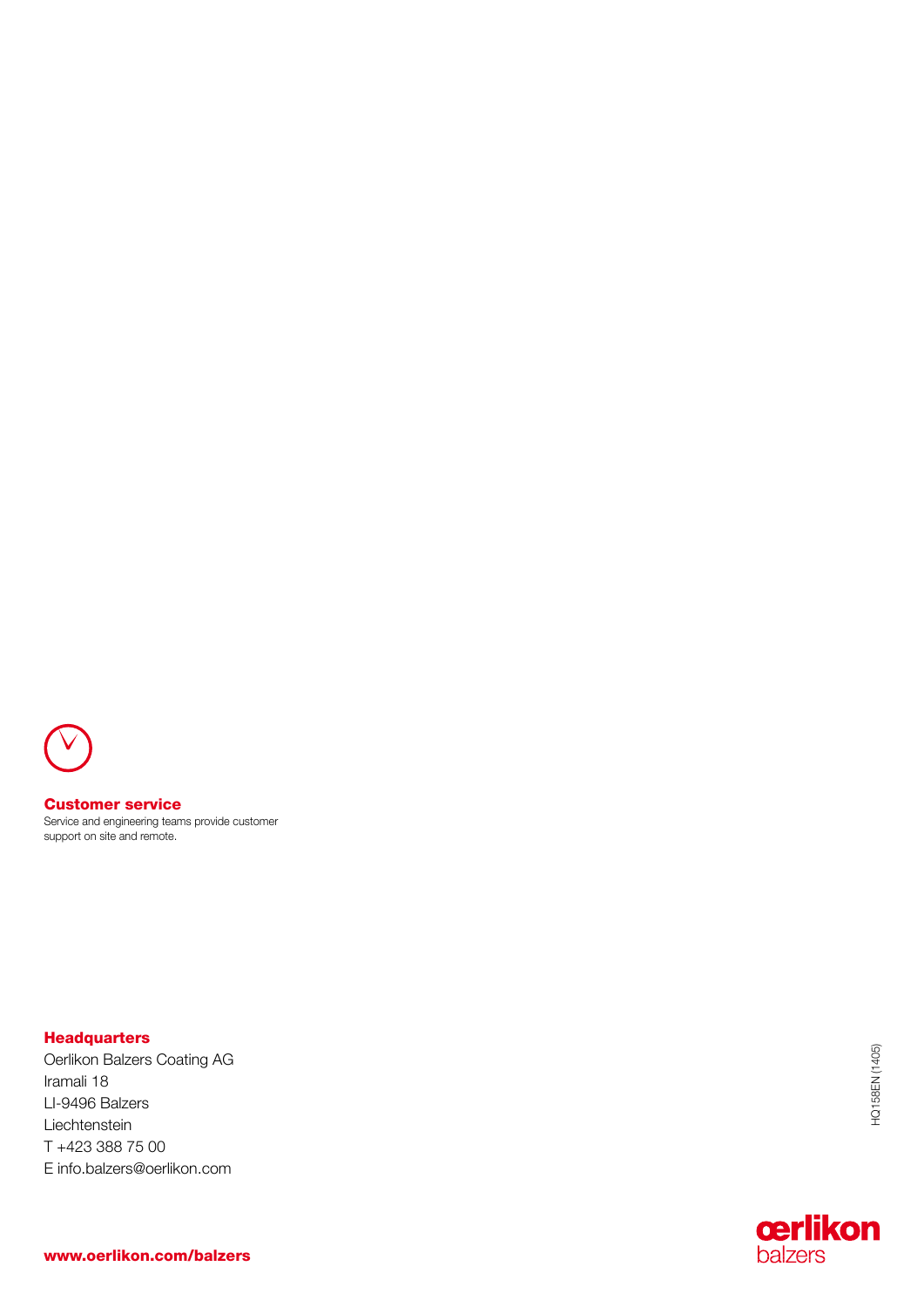## Customer service

Service and engineering teams provide customer support on site and remote.

## Headquarters

Oerlikon Balzers Coating AG
Iramali 18
LI-9496 Balzers
Liechtenstein
T +423 388 75 00
E info.balzers@oerlikon.com

HQ158EN (1405)

**www.oerlikon.com/balzers**

oerlikon balzers